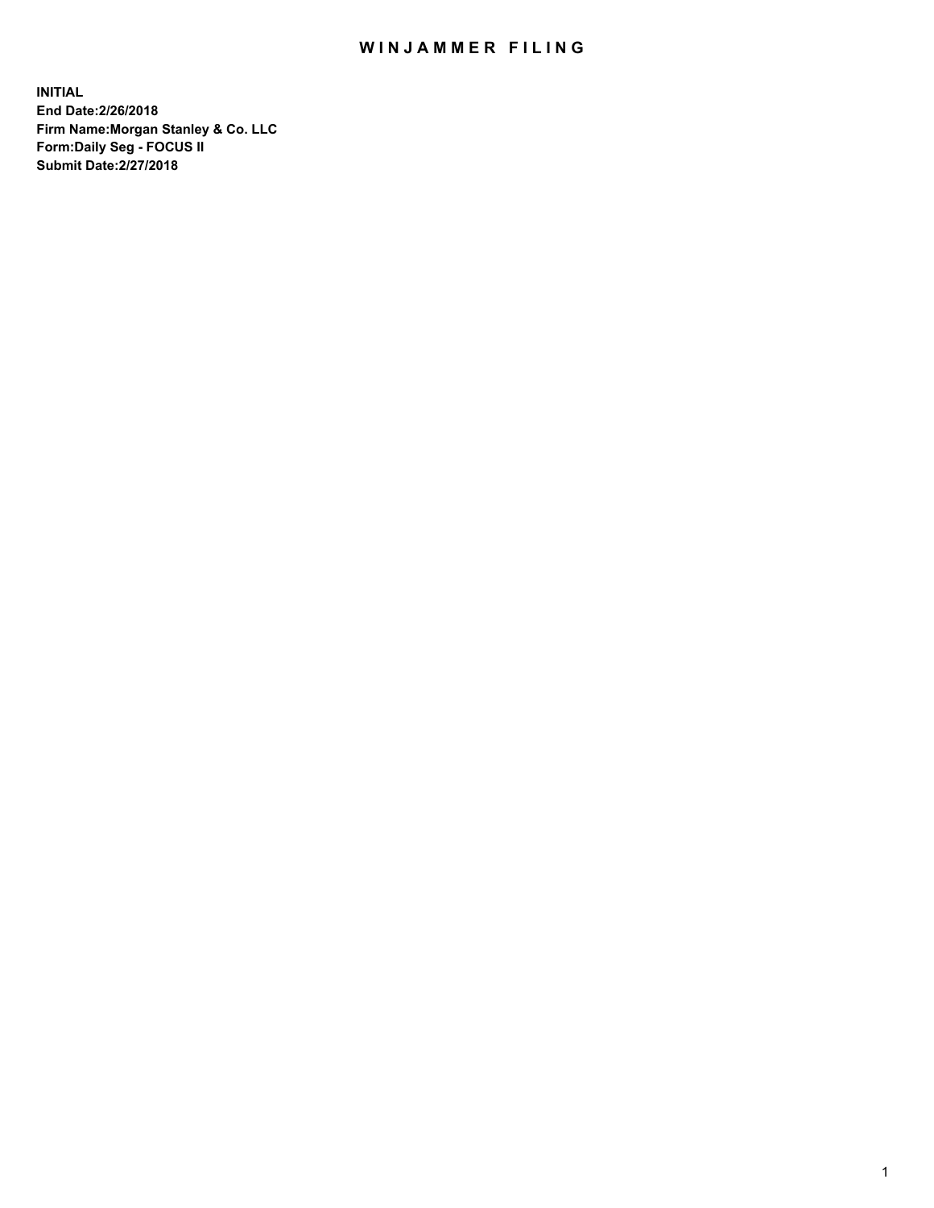# WINJAMMER FILING

**INITIAL**
**End Date:2/26/2018**
**Firm Name:Morgan Stanley & Co. LLC**
**Form:Daily Seg - FOCUS II**
**Submit Date:2/27/2018**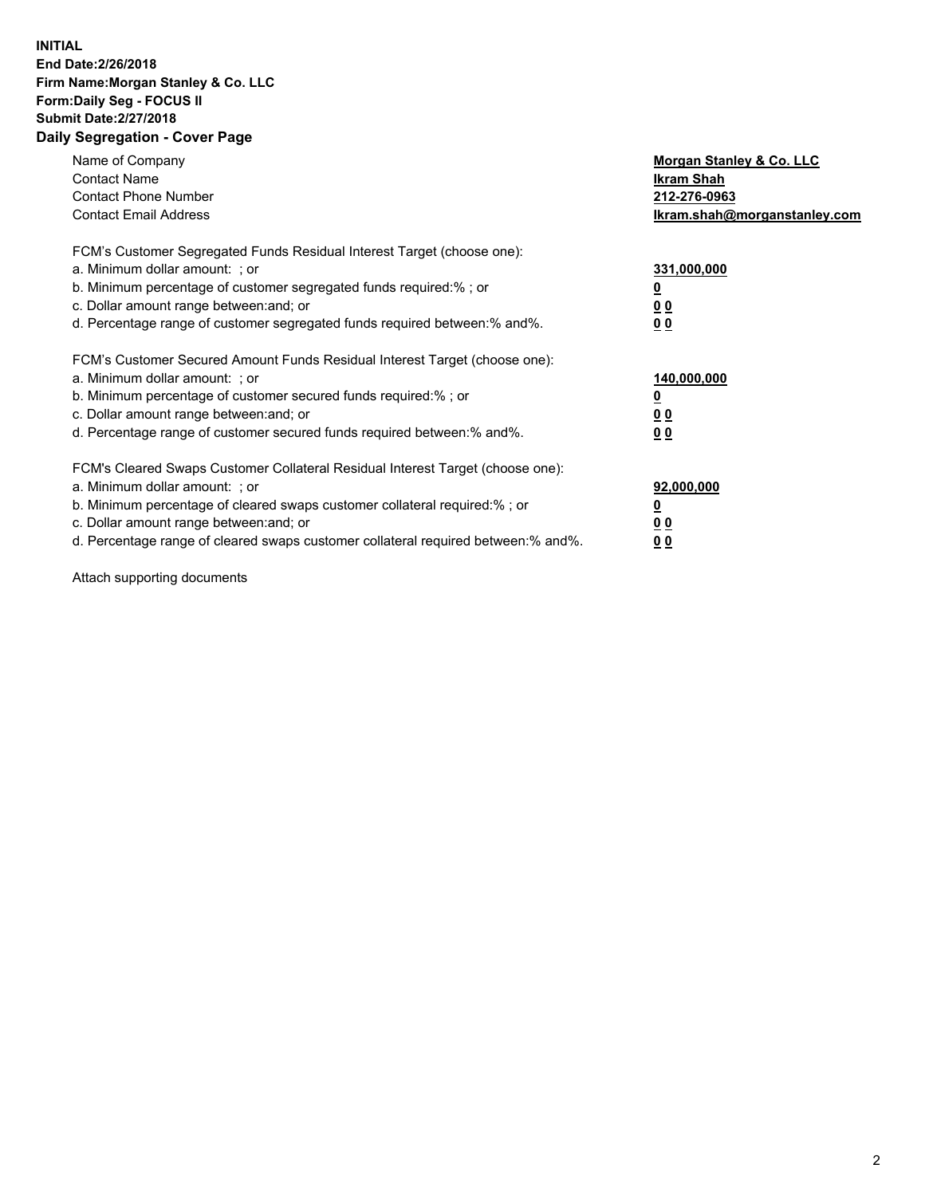**INITIAL**
**End Date:2/26/2018**
**Firm Name:Morgan Stanley & Co. LLC**
**Form:Daily Seg - FOCUS II**
**Submit Date:2/27/2018**

## Daily Segregation - Cover Page

| | |
|---|---|
| Name of Company | **Morgan Stanley & Co. LLC** |
| Contact Name | **Ikram Shah** |
| Contact Phone Number | **212-276-0963** |
| Contact Email Address | **Ikram.shah@morganstanley.com** |

| | |
|---|---|
| FCM's Customer Segregated Funds Residual Interest Target (choose one): | |
| a. Minimum dollar amount: ; or | **331,000,000** |
| b. Minimum percentage of customer segregated funds required:% ; or | **0** |
| c. Dollar amount range between:and; or | **0 0** |
| d. Percentage range of customer segregated funds required between:% and%. | **0 0** |

| | |
|---|---|
| FCM's Customer Secured Amount Funds Residual Interest Target (choose one): | |
| a. Minimum dollar amount: ; or | **140,000,000** |
| b. Minimum percentage of customer secured funds required:% ; or | **0** |
| c. Dollar amount range between:and; or | **0 0** |
| d. Percentage range of customer secured funds required between:% and%. | **0 0** |

| | |
|---|---|
| FCM's Cleared Swaps Customer Collateral Residual Interest Target (choose one): | |
| a. Minimum dollar amount: ; or | **92,000,000** |
| b. Minimum percentage of cleared swaps customer collateral required:% ; or | **0** |
| c. Dollar amount range between:and; or | **0 0** |
| d. Percentage range of cleared swaps customer collateral required between:% and%. | **0 0** |

Attach supporting documents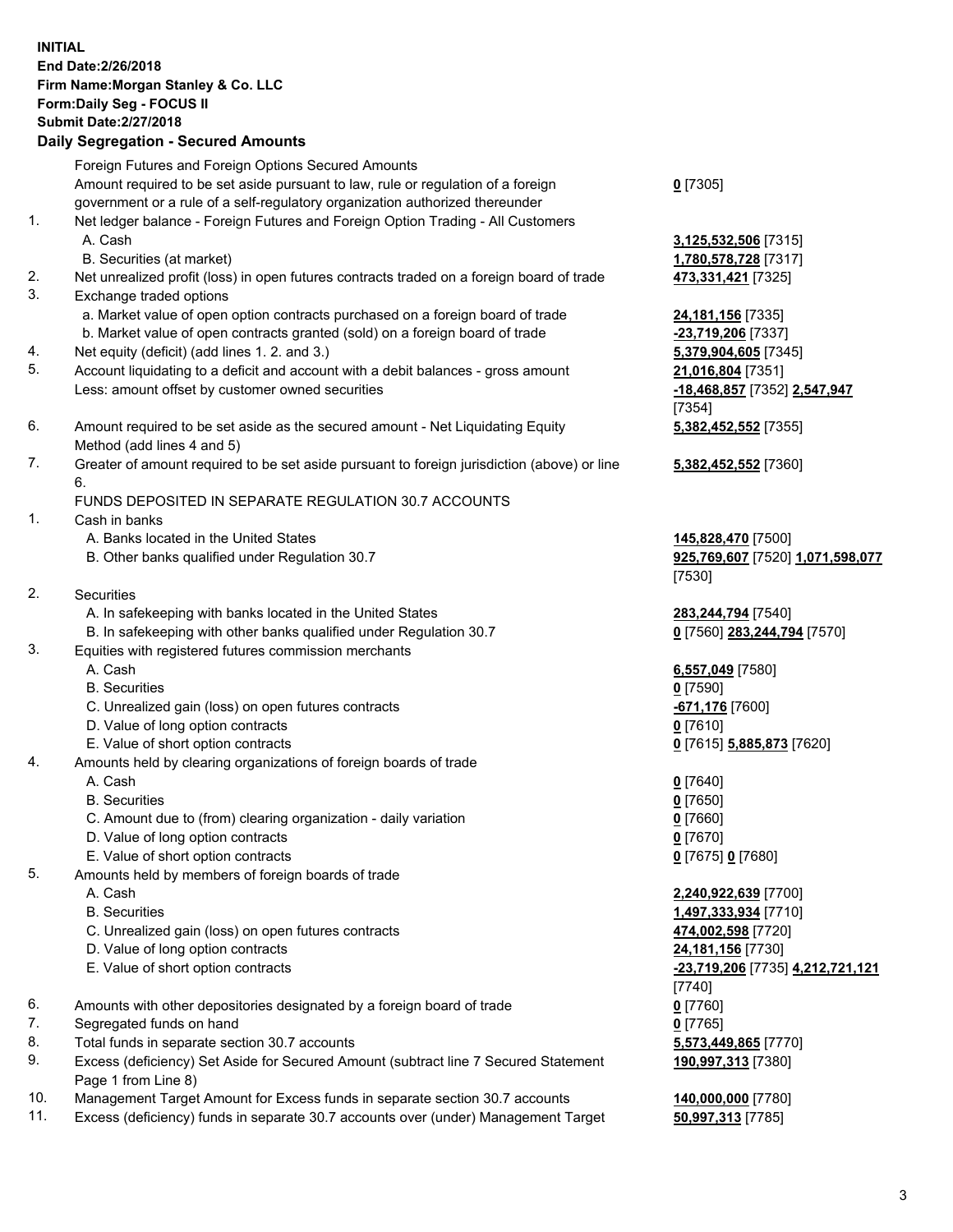**INITIAL**
**End Date:2/26/2018**
**Firm Name:Morgan Stanley & Co. LLC**
**Form:Daily Seg - FOCUS II**
**Submit Date:2/27/2018**

## Daily Segregation - Secured Amounts

| | | |
|---|---|---|
| | Foreign Futures and Foreign Options Secured Amounts | |
| | Amount required to be set aside pursuant to law, rule or regulation of a foreign government or a rule of a self-regulatory organization authorized thereunder | **0** [7305] |
| 1. | Net ledger balance - Foreign Futures and Foreign Option Trading - All Customers | |
| | A. Cash | **3,125,532,506** [7315] |
| | B. Securities (at market) | **1,780,578,728** [7317] |
| 2. | Net unrealized profit (loss) in open futures contracts traded on a foreign board of trade | **473,331,421** [7325] |
| 3. | Exchange traded options | |
| | a. Market value of open option contracts purchased on a foreign board of trade | **24,181,156** [7335] |
| | b. Market value of open contracts granted (sold) on a foreign board of trade | **-23,719,206** [7337] |
| 4. | Net equity (deficit) (add lines 1. 2. and 3.) | **5,379,904,605** [7345] |
| 5. | Account liquidating to a deficit and account with a debit balances - gross amount | **21,016,804** [7351] |
| | Less: amount offset by customer owned securities | **-18,468,857** [7352] **2,547,947** [7354] |
| 6. | Amount required to be set aside as the secured amount - Net Liquidating Equity Method (add lines 4 and 5) | **5,382,452,552** [7355] |
| 7. | Greater of amount required to be set aside pursuant to foreign jurisdiction (above) or line 6. | **5,382,452,552** [7360] |
| | FUNDS DEPOSITED IN SEPARATE REGULATION 30.7 ACCOUNTS | |
| 1. | Cash in banks | |
| | A. Banks located in the United States | **145,828,470** [7500] |
| | B. Other banks qualified under Regulation 30.7 | **925,769,607** [7520] **1,071,598,077** [7530] |
| 2. | Securities | |
| | A. In safekeeping with banks located in the United States | **283,244,794** [7540] |
| | B. In safekeeping with other banks qualified under Regulation 30.7 | **0** [7560] **283,244,794** [7570] |
| 3. | Equities with registered futures commission merchants | |
| | A. Cash | **6,557,049** [7580] |
| | B. Securities | **0** [7590] |
| | C. Unrealized gain (loss) on open futures contracts | **-671,176** [7600] |
| | D. Value of long option contracts | **0** [7610] |
| | E. Value of short option contracts | **0** [7615] **5,885,873** [7620] |
| 4. | Amounts held by clearing organizations of foreign boards of trade | |
| | A. Cash | **0** [7640] |
| | B. Securities | **0** [7650] |
| | C. Amount due to (from) clearing organization - daily variation | **0** [7660] |
| | D. Value of long option contracts | **0** [7670] |
| | E. Value of short option contracts | **0** [7675] **0** [7680] |
| 5. | Amounts held by members of foreign boards of trade | |
| | A. Cash | **2,240,922,639** [7700] |
| | B. Securities | **1,497,333,934** [7710] |
| | C. Unrealized gain (loss) on open futures contracts | **474,002,598** [7720] |
| | D. Value of long option contracts | **24,181,156** [7730] |
| | E. Value of short option contracts | **-23,719,206** [7735] **4,212,721,121** [7740] |
| 6. | Amounts with other depositories designated by a foreign board of trade | **0** [7760] |
| 7. | Segregated funds on hand | **0** [7765] |
| 8. | Total funds in separate section 30.7 accounts | **5,573,449,865** [7770] |
| 9. | Excess (deficiency) Set Aside for Secured Amount (subtract line 7 Secured Statement Page 1 from Line 8) | **190,997,313** [7380] |
| 10. | Management Target Amount for Excess funds in separate section 30.7 accounts | **140,000,000** [7780] |
| 11. | Excess (deficiency) funds in separate 30.7 accounts over (under) Management Target | **50,997,313** [7785] |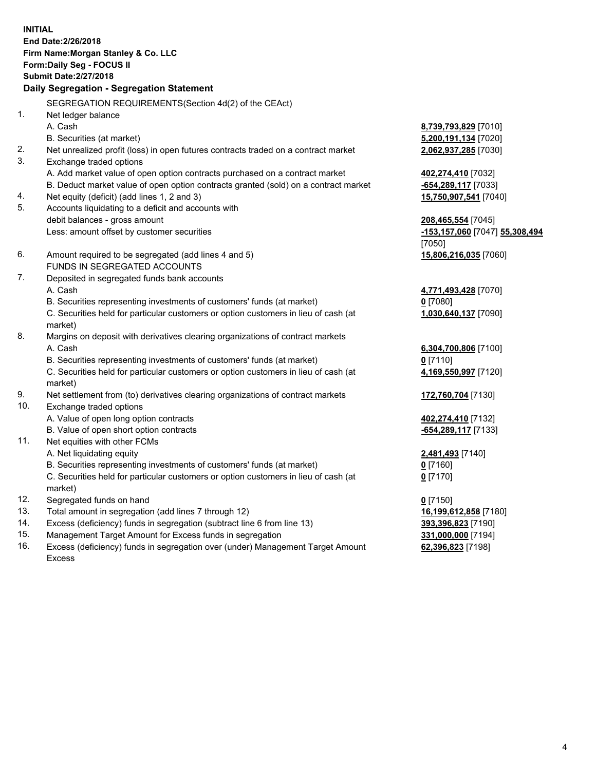**INITIAL**
**End Date:2/26/2018**
**Firm Name:Morgan Stanley & Co. LLC**
**Form:Daily Seg - FOCUS II**
**Submit Date:2/27/2018**

**Daily Segregation - Segregation Statement**

SEGREGATION REQUIREMENTS(Section 4d(2) of the CEAct)

| | | |
|---|---|---|
| 1. | Net ledger balance | |
| | A. Cash | **8,739,793,829** [7010] |
| | B. Securities (at market) | **5,200,191,134** [7020] |
| 2. | Net unrealized profit (loss) in open futures contracts traded on a contract market | **2,062,937,285** [7030] |
| 3. | Exchange traded options | |
| | A. Add market value of open option contracts purchased on a contract market | **402,274,410** [7032] |
| | B. Deduct market value of open option contracts granted (sold) on a contract market | **-654,289,117** [7033] |
| 4. | Net equity (deficit) (add lines 1, 2 and 3) | **15,750,907,541** [7040] |
| 5. | Accounts liquidating to a deficit and accounts with debit balances - gross amount | **208,465,554** [7045] |
| | Less: amount offset by customer securities | **-153,157,060** [7047] **55,308,494** [7050] |
| 6. | Amount required to be segregated (add lines 4 and 5) | **15,806,216,035** [7060] |
| | FUNDS IN SEGREGATED ACCOUNTS | |
| 7. | Deposited in segregated funds bank accounts | |
| | A. Cash | **4,771,493,428** [7070] |
| | B. Securities representing investments of customers' funds (at market) | **0** [7080] |
| | C. Securities held for particular customers or option customers in lieu of cash (at market) | **1,030,640,137** [7090] |
| 8. | Margins on deposit with derivatives clearing organizations of contract markets | |
| | A. Cash | **6,304,700,806** [7100] |
| | B. Securities representing investments of customers' funds (at market) | **0** [7110] |
| | C. Securities held for particular customers or option customers in lieu of cash (at market) | **4,169,550,997** [7120] |
| 9. | Net settlement from (to) derivatives clearing organizations of contract markets | **172,760,704** [7130] |
| 10. | Exchange traded options | |
| | A. Value of open long option contracts | **402,274,410** [7132] |
| | B. Value of open short option contracts | **-654,289,117** [7133] |
| 11. | Net equities with other FCMs | |
| | A. Net liquidating equity | **2,481,493** [7140] |
| | B. Securities representing investments of customers' funds (at market) | **0** [7160] |
| | C. Securities held for particular customers or option customers in lieu of cash (at market) | **0** [7170] |
| 12. | Segregated funds on hand | **0** [7150] |
| 13. | Total amount in segregation (add lines 7 through 12) | **16,199,612,858** [7180] |
| 14. | Excess (deficiency) funds in segregation (subtract line 6 from line 13) | **393,396,823** [7190] |
| 15. | Management Target Amount for Excess funds in segregation | **331,000,000** [7194] |
| 16. | Excess (deficiency) funds in segregation over (under) Management Target Amount Excess | **62,396,823** [7198] |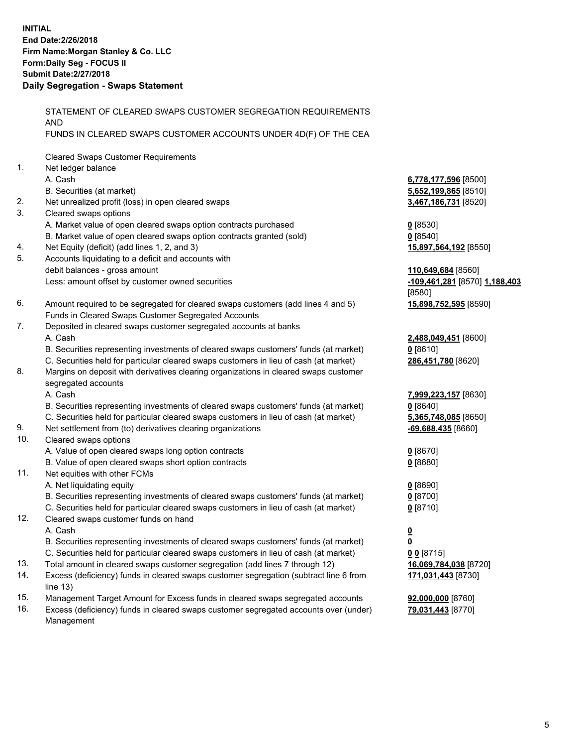**INITIAL**
**End Date:2/26/2018**
**Firm Name:Morgan Stanley & Co. LLC**
**Form:Daily Seg - FOCUS II**
**Submit Date:2/27/2018**
**Daily Segregation - Swaps Statement**

STATEMENT OF CLEARED SWAPS CUSTOMER SEGREGATION REQUIREMENTS AND FUNDS IN CLEARED SWAPS CUSTOMER ACCOUNTS UNDER 4D(F) OF THE CEA

| | | |
|---|---|---|
| | Cleared Swaps Customer Requirements | |
| 1. | Net ledger balance | |
| | A. Cash | **6,778,177,596** [8500] |
| | B. Securities (at market) | **5,652,199,865** [8510] |
| 2. | Net unrealized profit (loss) in open cleared swaps | **3,467,186,731** [8520] |
| 3. | Cleared swaps options | |
| | A. Market value of open cleared swaps option contracts purchased | **0** [8530] |
| | B. Market value of open cleared swaps option contracts granted (sold) | **0** [8540] |
| 4. | Net Equity (deficit) (add lines 1, 2, and 3) | **15,897,564,192** [8550] |
| 5. | Accounts liquidating to a deficit and accounts with debit balances - gross amount | **110,649,684** [8560] |
| | Less: amount offset by customer owned securities | **-109,461,281** [8570] **1,188,403** [8580] |
| 6. | Amount required to be segregated for cleared swaps customers (add lines 4 and 5) | **15,898,752,595** [8590] |
| | Funds in Cleared Swaps Customer Segregated Accounts | |
| 7. | Deposited in cleared swaps customer segregated accounts at banks | |
| | A. Cash | **2,488,049,451** [8600] |
| | B. Securities representing investments of cleared swaps customers' funds (at market) | **0** [8610] |
| | C. Securities held for particular cleared swaps customers in lieu of cash (at market) | **286,451,780** [8620] |
| 8. | Margins on deposit with derivatives clearing organizations in cleared swaps customer segregated accounts | |
| | A. Cash | **7,999,223,157** [8630] |
| | B. Securities representing investments of cleared swaps customers' funds (at market) | **0** [8640] |
| | C. Securities held for particular cleared swaps customers in lieu of cash (at market) | **5,365,748,085** [8650] |
| 9. | Net settlement from (to) derivatives clearing organizations | **-69,688,435** [8660] |
| 10. | Cleared swaps options | |
| | A. Value of open cleared swaps long option contracts | **0** [8670] |
| | B. Value of open cleared swaps short option contracts | **0** [8680] |
| 11. | Net equities with other FCMs | |
| | A. Net liquidating equity | **0** [8690] |
| | B. Securities representing investments of cleared swaps customers' funds (at market) | **0** [8700] |
| | C. Securities held for particular cleared swaps customers in lieu of cash (at market) | **0** [8710] |
| 12. | Cleared swaps customer funds on hand | |
| | A. Cash | **0** |
| | B. Securities representing investments of cleared swaps customers' funds (at market) | **0** |
| | C. Securities held for particular cleared swaps customers in lieu of cash (at market) | **0** **0** [8715] |
| 13. | Total amount in cleared swaps customer segregation (add lines 7 through 12) | **16,069,784,038** [8720] |
| 14. | Excess (deficiency) funds in cleared swaps customer segregation (subtract line 6 from line 13) | **171,031,443** [8730] |
| 15. | Management Target Amount for Excess funds in cleared swaps segregated accounts | **92,000,000** [8760] |
| 16. | Excess (deficiency) funds in cleared swaps customer segregated accounts over (under) Management | **79,031,443** [8770] |